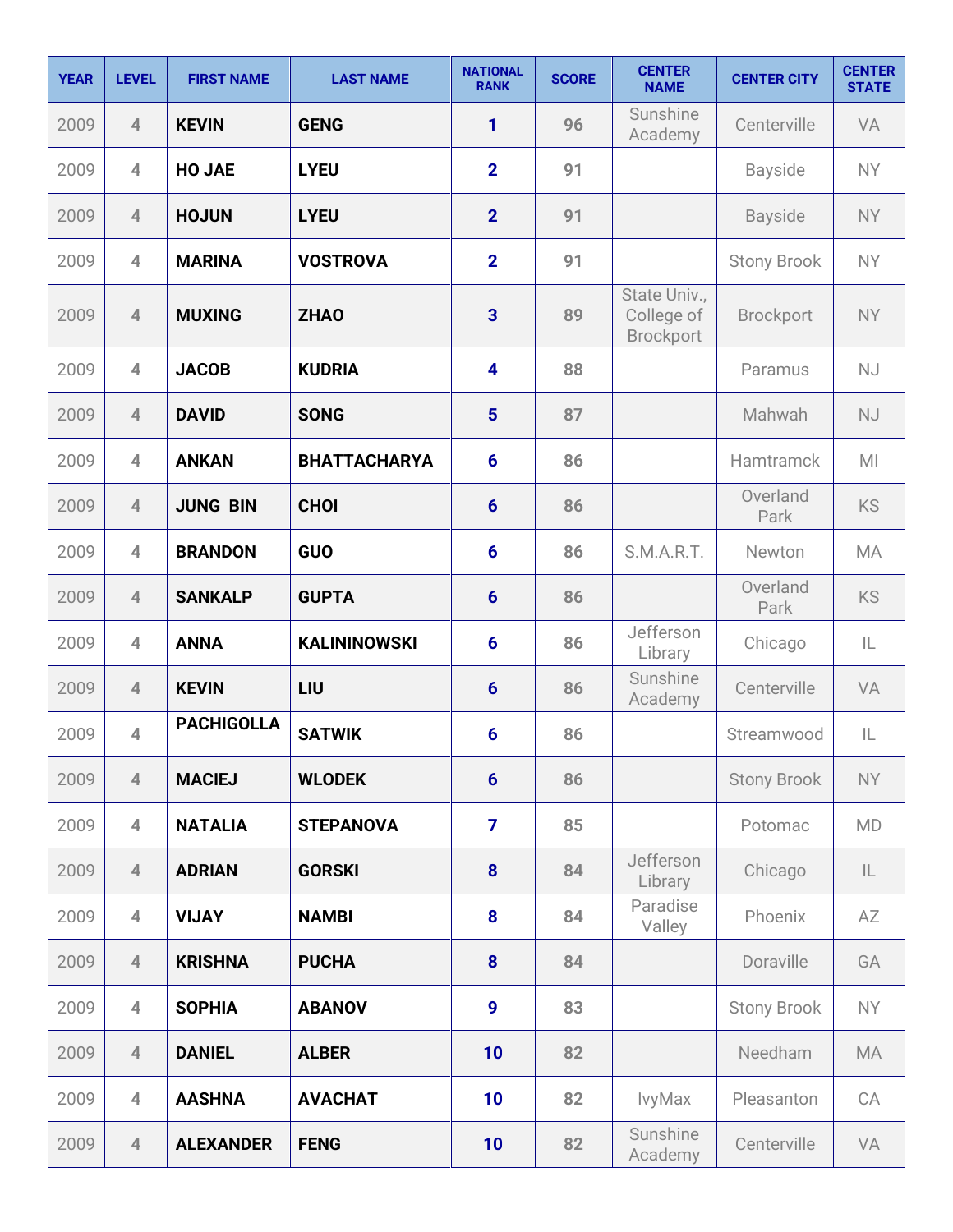| YEAR | LEVEL | FIRST NAME | LAST NAME | NATIONAL RANK | SCORE | CENTER NAME | CENTER CITY | CENTER STATE |
|---|---|---|---|---|---|---|---|---|
| 2009 | 4 | KEVIN | GENG | 1 | 96 | Sunshine Academy | Centerville | VA |
| 2009 | 4 | HO JAE | LYEU | 2 | 91 | | Bayside | NY |
| 2009 | 4 | HOJUN | LYEU | 2 | 91 | | Bayside | NY |
| 2009 | 4 | MARINA | VOSTROVA | 2 | 91 | | Stony Brook | NY |
| 2009 | 4 | MUXING | ZHAO | 3 | 89 | State Univ., College of Brockport | Brockport | NY |
| 2009 | 4 | JACOB | KUDRIA | 4 | 88 | | Paramus | NJ |
| 2009 | 4 | DAVID | SONG | 5 | 87 | | Mahwah | NJ |
| 2009 | 4 | ANKAN | BHATTACHARYA | 6 | 86 | | Hamtramck | MI |
| 2009 | 4 | JUNG BIN | CHOI | 6 | 86 | | Overland Park | KS |
| 2009 | 4 | BRANDON | GUO | 6 | 86 | S.M.A.R.T. | Newton | MA |
| 2009 | 4 | SANKALP | GUPTA | 6 | 86 | | Overland Park | KS |
| 2009 | 4 | ANNA | KALININOWSKI | 6 | 86 | Jefferson Library | Chicago | IL |
| 2009 | 4 | KEVIN | LIU | 6 | 86 | Sunshine Academy | Centerville | VA |
| 2009 | 4 | PACHIGOLLA | SATWIK | 6 | 86 | | Streamwood | IL |
| 2009 | 4 | MACIEJ | WLODEK | 6 | 86 | | Stony Brook | NY |
| 2009 | 4 | NATALIA | STEPANOVA | 7 | 85 | | Potomac | MD |
| 2009 | 4 | ADRIAN | GORSKI | 8 | 84 | Jefferson Library | Chicago | IL |
| 2009 | 4 | VIJAY | NAMBI | 8 | 84 | Paradise Valley | Phoenix | AZ |
| 2009 | 4 | KRISHNA | PUCHA | 8 | 84 | | Doraville | GA |
| 2009 | 4 | SOPHIA | ABANOV | 9 | 83 | | Stony Brook | NY |
| 2009 | 4 | DANIEL | ALBER | 10 | 82 | | Needham | MA |
| 2009 | 4 | AASHNA | AVACHAT | 10 | 82 | IvyMax | Pleasanton | CA |
| 2009 | 4 | ALEXANDER | FENG | 10 | 82 | Sunshine Academy | Centerville | VA |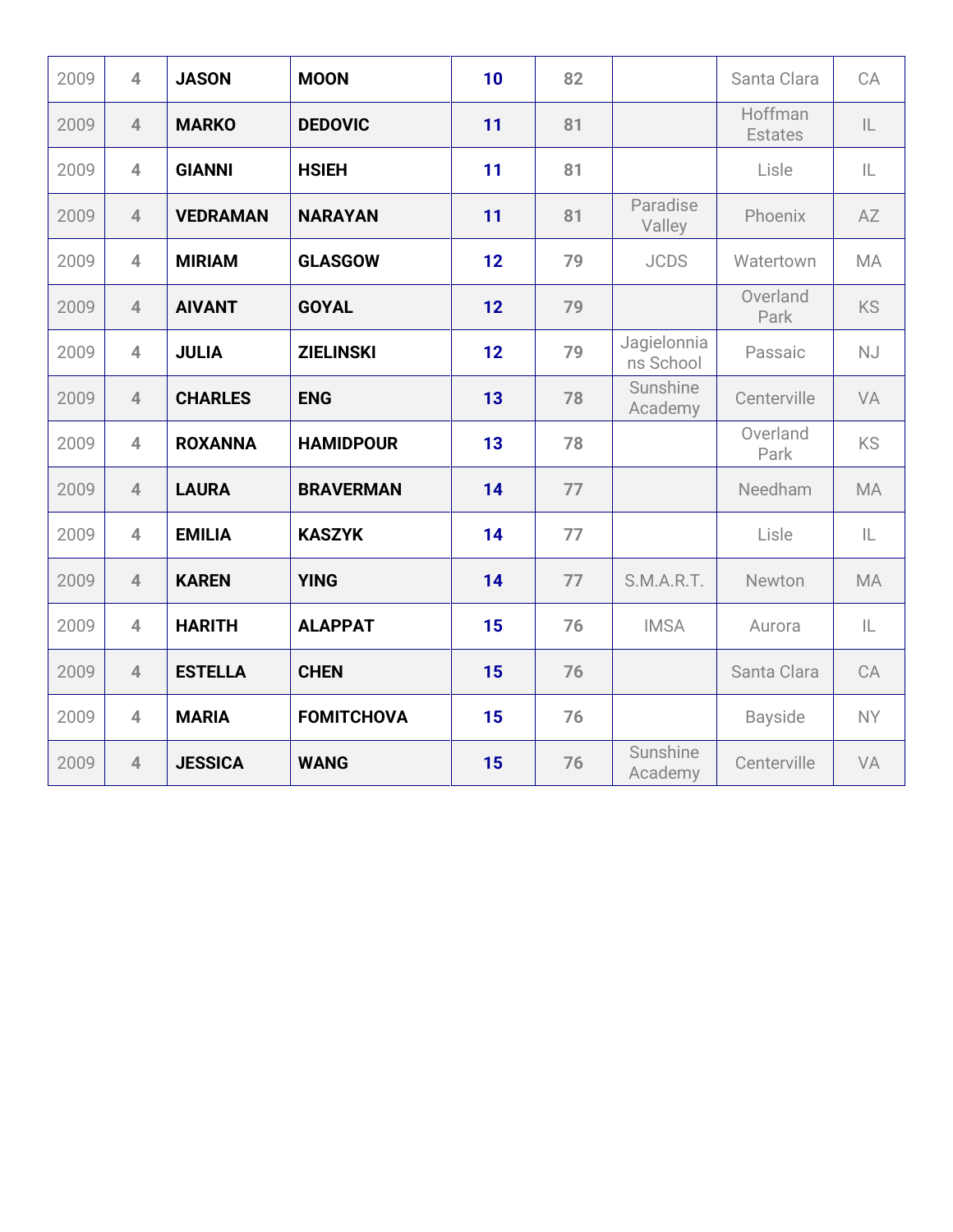| | | | | | | | | |
|---|---|---|---|---|---|---|---|---|
| 2009 | 4 | **JASON** | **MOON** | **10** | **82** | | Santa Clara | CA |
| 2009 | 4 | **MARKO** | **DEDOVIC** | **11** | **81** | | Hoffman Estates | IL |
| 2009 | 4 | **GIANNI** | **HSIEH** | **11** | **81** | | Lisle | IL |
| 2009 | 4 | **VEDRAMAN** | **NARAYAN** | **11** | **81** | Paradise Valley | Phoenix | AZ |
| 2009 | 4 | **MIRIAM** | **GLASGOW** | **12** | **79** | JCDS | Watertown | MA |
| 2009 | 4 | **AIVANT** | **GOYAL** | **12** | **79** | | Overland Park | KS |
| 2009 | 4 | **JULIA** | **ZIELINSKI** | **12** | **79** | Jagielonnians School | Passaic | NJ |
| 2009 | 4 | **CHARLES** | **ENG** | **13** | **78** | Sunshine Academy | Centerville | VA |
| 2009 | 4 | **ROXANNA** | **HAMIDPOUR** | **13** | **78** | | Overland Park | KS |
| 2009 | 4 | **LAURA** | **BRAVERMAN** | **14** | **77** | | Needham | MA |
| 2009 | 4 | **EMILIA** | **KASZYK** | **14** | **77** | | Lisle | IL |
| 2009 | 4 | **KAREN** | **YING** | **14** | **77** | S.M.A.R.T. | Newton | MA |
| 2009 | 4 | **HARITH** | **ALAPPAT** | **15** | **76** | IMSA | Aurora | IL |
| 2009 | 4 | **ESTELLA** | **CHEN** | **15** | **76** | | Santa Clara | CA |
| 2009 | 4 | **MARIA** | **FOMITCHOVA** | **15** | **76** | | Bayside | NY |
| 2009 | 4 | **JESSICA** | **WANG** | **15** | **76** | Sunshine Academy | Centerville | VA |